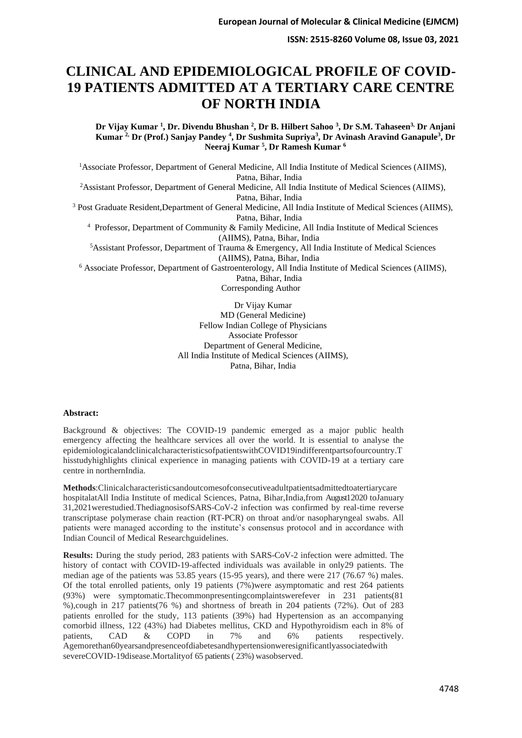# CLINICAL AND EPIDEMIOLOGICAL PROFILE OF COVID-19 PATIENTS ADMITTED AT A TERTIARY CARE CENTRE OF NORTH INDIA

**Dr Vijay Kumar [1], Dr. Divendu Bhushan [2], Dr B. Hilbert Sahoo [3], Dr S.M. Tahaseen[3], Dr Anjani Kumar [2], Dr (Prof.) Sanjay Pandey [4], Dr Sushmita Supriya[3], Dr Avinash Aravind Ganapule[3], Dr Neeraj Kumar [5], Dr Ramesh Kumar [6]**

[1]Associate Professor, Department of General Medicine, All India Institute of Medical Sciences (AIIMS), Patna, Bihar, India

[2]Assistant Professor, Department of General Medicine, All India Institute of Medical Sciences (AIIMS), Patna, Bihar, India

[3] Post Graduate Resident,Department of General Medicine, All India Institute of Medical Sciences (AIIMS), Patna, Bihar, India

[4] Professor, Department of Community & Family Medicine, All India Institute of Medical Sciences (AIIMS), Patna, Bihar, India

[5]Assistant Professor, Department of Trauma & Emergency, All India Institute of Medical Sciences (AIIMS), Patna, Bihar, India

[6] Associate Professor, Department of Gastroenterology, All India Institute of Medical Sciences (AIIMS), Patna, Bihar, India

Corresponding Author

Dr Vijay Kumar
MD (General Medicine)
Fellow Indian College of Physicians
Associate Professor
Department of General Medicine,
All India Institute of Medical Sciences (AIIMS),
Patna, Bihar, India

**Abstract:**

Background & objectives: The COVID-19 pandemic emerged as a major public health emergency affecting the healthcare services all over the world. It is essential to analyse the epidemiologicalandclinicalcharacteristicsofpatientswithCOVID19indifferentpartsofourcountry.This study highlights clinical experience in managing patients with COVID-19 at a tertiary care centre in northernIndia.

**Methods**:Clinicalcharacteristicsandoutcomesofconsecutiveadultpatientsadmittedtoatertiarycare hospitalatAll India Institute of medical Sciences, Patna, Bihar,India,from August12020 toJanuary 31,2021werestudied.ThediagnosisofSARS-CoV-2 infection was confirmed by real-time reverse transcriptase polymerase chain reaction (RT-PCR) on throat and/or nasopharyngeal swabs. All patients were managed according to the institute's consensus protocol and in accordance with Indian Council of Medical Researchguidelines.

**Results:** During the study period, 283 patients with SARS-CoV-2 infection were admitted. The history of contact with COVID-19-affected individuals was available in only29 patients. The median age of the patients was 53.85 years (15-95 years), and there were 217 (76.67 %) males. Of the total enrolled patients, only 19 patients (7%)were asymptomatic and rest 264 patients (93%) were symptomatic.Thecommonpresentingcomplaintswerefever in 231 patients(81 %),cough in 217 patients(76 %) and shortness of breath in 204 patients (72%). Out of 283 patients enrolled for the study, 113 patients (39%) had Hypertension as an accompanying comorbid illness, 122 (43%) had Diabetes mellitus, CKD and Hypothyroidism each in 8% of patients, CAD & COPD in 7% and 6% patients respectively. Agemorethan60yearsandpresenceofdiabetesandhypertensionweresignificantlyassociatedwith severeCOVID-19disease.Mortalityof 65 patients ( 23%) wasobserved.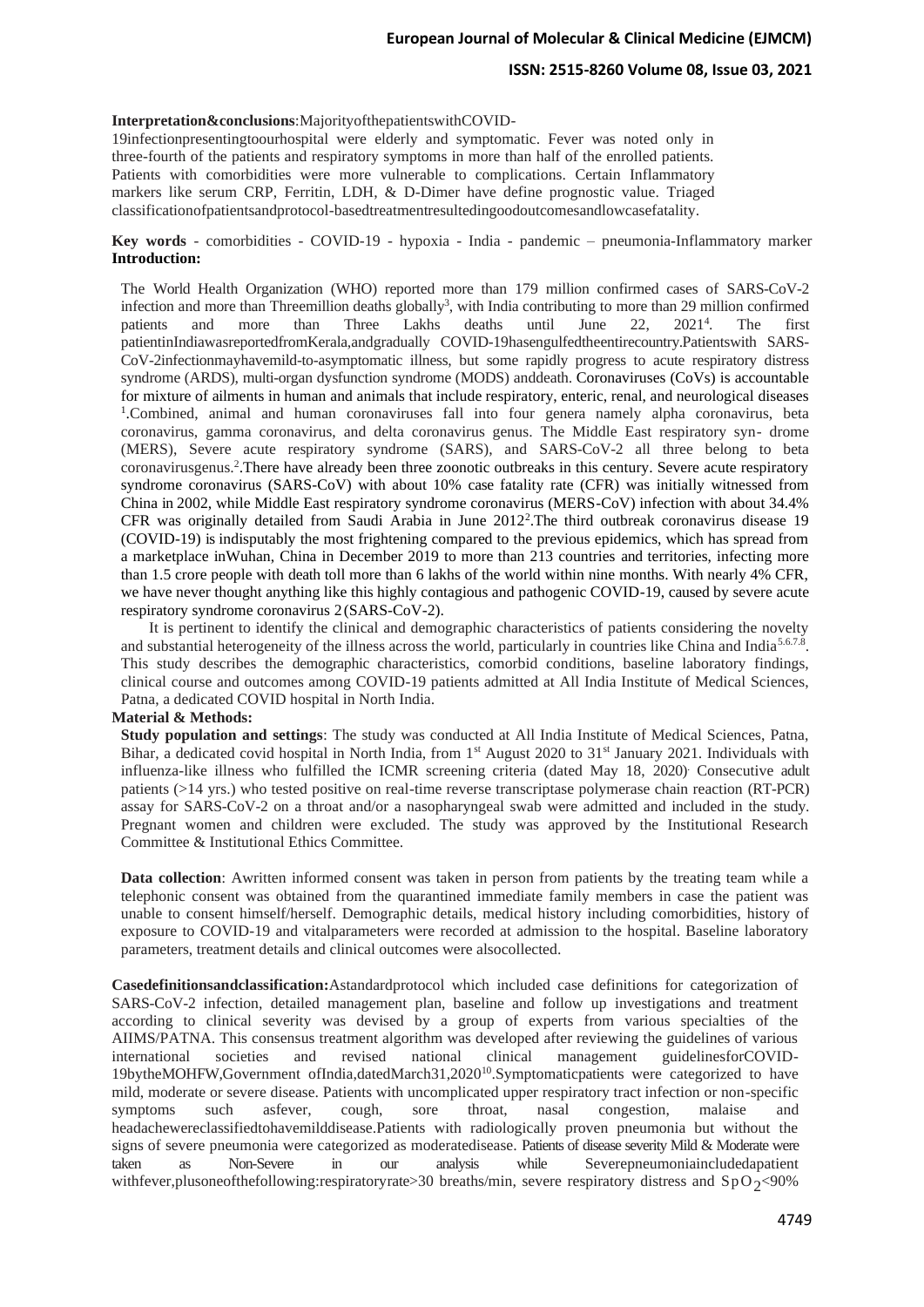**Interpretation&conclusions**:MajorityofthepatientswithCOVID-19infectionpresentingtoourhospital were elderly and symptomatic. Fever was noted only in three-fourth of the patients and respiratory symptoms in more than half of the enrolled patients. Patients with comorbidities were more vulnerable to complications. Certain Inflammatory markers like serum CRP, Ferritin, LDH, & D-Dimer have define prognostic value. Triaged classificationofpatientsandprotocol-basedtreatmentresultedingoodoutcomesandlowcasefatality.

**Key words** - comorbidities - COVID-19 - hypoxia - India - pandemic – pneumonia-Inflammatory marker

**Introduction:**

The World Health Organization (WHO) reported more than 179 million confirmed cases of SARS-CoV-2 infection and more than Threemillion deaths globally[3], with India contributing to more than 29 million confirmed patients and more than Three Lakhs deaths until June 22, 2021[4]. The first patientinIndiawasreportedfromKerala,andgradually COVID-19hasengulfedtheentirecountry.Patientswith SARS-CoV-2infectionmayhavemild-to-asymptomatic illness, but some rapidly progress to acute respiratory distress syndrome (ARDS), multi-organ dysfunction syndrome (MODS) anddeath. Coronaviruses (CoVs) is accountable for mixture of ailments in human and animals that include respiratory, enteric, renal, and neurological diseases [1].Combined, animal and human coronaviruses fall into four genera namely alpha coronavirus, beta coronavirus, gamma coronavirus, and delta coronavirus genus. The Middle East respiratory syn- drome (MERS), Severe acute respiratory syndrome (SARS), and SARS-CoV-2 all three belong to beta coronavirusgenus.[2].There have already been three zoonotic outbreaks in this century. Severe acute respiratory syndrome coronavirus (SARS-CoV) with about 10% case fatality rate (CFR) was initially witnessed from China in 2002, while Middle East respiratory syndrome coronavirus (MERS-CoV) infection with about 34.4% CFR was originally detailed from Saudi Arabia in June 2012[2].The third outbreak coronavirus disease 19 (COVID-19) is indisputably the most frightening compared to the previous epidemics, which has spread from a marketplace inWuhan, China in December 2019 to more than 213 countries and territories, infecting more than 1.5 crore people with death toll more than 6 lakhs of the world within nine months. With nearly 4% CFR, we have never thought anything like this highly contagious and pathogenic COVID-19, caused by severe acute respiratory syndrome coronavirus 2 (SARS-CoV-2).

It is pertinent to identify the clinical and demographic characteristics of patients considering the novelty and substantial heterogeneity of the illness across the world, particularly in countries like China and India[5,6,7,8]. This study describes the demographic characteristics, comorbid conditions, baseline laboratory findings, clinical course and outcomes among COVID-19 patients admitted at All India Institute of Medical Sciences, Patna, a dedicated COVID hospital in North India.

**Material & Methods:**

**Study population and settings**: The study was conducted at All India Institute of Medical Sciences, Patna, Bihar, a dedicated covid hospital in North India, from 1st August 2020 to 31st January 2021. Individuals with influenza-like illness who fulfilled the ICMR screening criteria (dated May 18, 2020). Consecutive adult patients (>14 yrs.) who tested positive on real-time reverse transcriptase polymerase chain reaction (RT-PCR) assay for SARS-CoV-2 on a throat and/or a nasopharyngeal swab were admitted and included in the study. Pregnant women and children were excluded. The study was approved by the Institutional Research Committee & Institutional Ethics Committee.

**Data collection**: Awritten informed consent was taken in person from patients by the treating team while a telephonic consent was obtained from the quarantined immediate family members in case the patient was unable to consent himself/herself. Demographic details, medical history including comorbidities, history of exposure to COVID-19 and vitalparameters were recorded at admission to the hospital. Baseline laboratory parameters, treatment details and clinical outcomes were alsocollected.

**Casedefinitionsandclassification:**Astandardprotocol which included case definitions for categorization of SARS-CoV-2 infection, detailed management plan, baseline and follow up investigations and treatment according to clinical severity was devised by a group of experts from various specialties of the AIIMS/PATNA. This consensus treatment algorithm was developed after reviewing the guidelines of various international societies and revised national clinical management guidelinesforCOVID-19bytheMOHFW,Government ofIndia,datedMarch31,2020[10].Symptomaticpatients were categorized to have mild, moderate or severe disease. Patients with uncomplicated upper respiratory tract infection or non-specific symptoms such asfever, cough, sore throat, nasal congestion, malaise and headachewereclassifiedtohavemilddisease.Patients with radiologically proven pneumonia but without the signs of severe pneumonia were categorized as moderatedisease. Patients of disease severity Mild & Moderate were taken as Non-Severe in our analysis while Severepneumoniaincludedapatient withfever,plusoneofthefollowing:respiratoryrate>30 breaths/min, severe respiratory distress and $SpO_2$<90%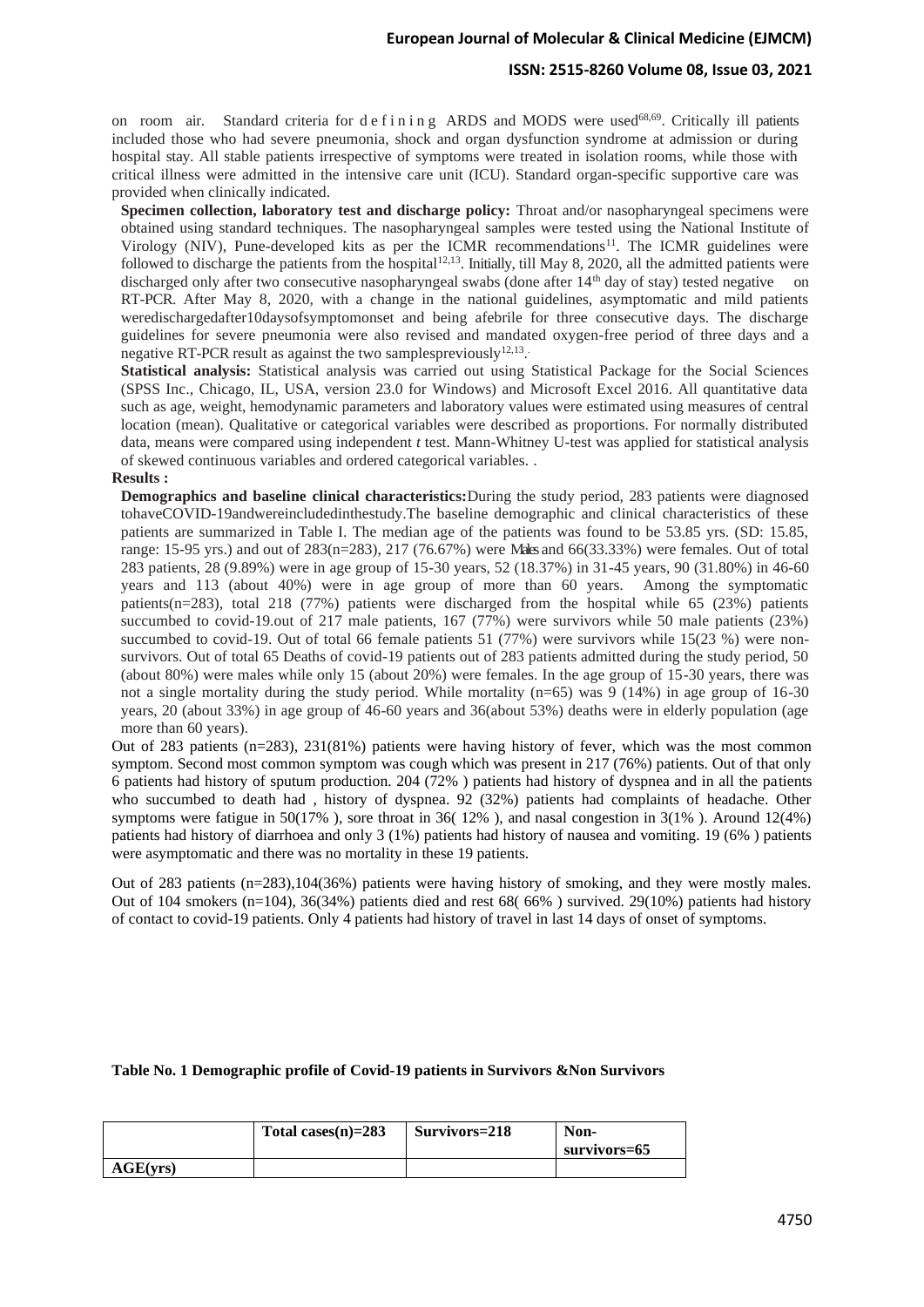on room air. Standard criteria for defining ARDS and MODS were used[68,69]. Critically ill patients included those who had severe pneumonia, shock and organ dysfunction syndrome at admission or during hospital stay. All stable patients irrespective of symptoms were treated in isolation rooms, while those with critical illness were admitted in the intensive care unit (ICU). Standard organ-specific supportive care was provided when clinically indicated.

**Specimen collection, laboratory test and discharge policy:** Throat and/or nasopharyngeal specimens were obtained using standard techniques. The nasopharyngeal samples were tested using the National Institute of Virology (NIV), Pune-developed kits as per the ICMR recommendations[11]. The ICMR guidelines were followed to discharge the patients from the hospital[12,13]. Initially, till May 8, 2020, all the admitted patients were discharged only after two consecutive nasopharyngeal swabs (done after 14th day of stay) tested negative on RT-PCR. After May 8, 2020, with a change in the national guidelines, asymptomatic and mild patients weredischargedafter10daysofsymptomonset and being afebrile for three consecutive days. The discharge guidelines for severe pneumonia were also revised and mandated oxygen-free period of three days and a negative RT-PCR result as against the two samplespreviously[12,13].

**Statistical analysis:** Statistical analysis was carried out using Statistical Package for the Social Sciences (SPSS Inc., Chicago, IL, USA, version 23.0 for Windows) and Microsoft Excel 2016. All quantitative data such as age, weight, hemodynamic parameters and laboratory values were estimated using measures of central location (mean). Qualitative or categorical variables were described as proportions. For normally distributed data, means were compared using independent *t* test. Mann-Whitney U-test was applied for statistical analysis of skewed continuous variables and ordered categorical variables. .

**Results :**

**Demographics and baseline clinical characteristics:**During the study period, 283 patients were diagnosed tohaveCOVID-19andwereincludedinthestudy.The baseline demographic and clinical characteristics of these patients are summarized in Table I. The median age of the patients was found to be 53.85 yrs. (SD: 15.85, range: 15-95 yrs.) and out of 283(n=283), 217 (76.67%) were Males and 66(33.33%) were females. Out of total 283 patients, 28 (9.89%) were in age group of 15-30 years, 52 (18.37%) in 31-45 years, 90 (31.80%) in 46-60 years and 113 (about 40%) were in age group of more than 60 years. Among the symptomatic patients(n=283), total 218 (77%) patients were discharged from the hospital while 65 (23%) patients succumbed to covid-19.out of 217 male patients, 167 (77%) were survivors while 50 male patients (23%) succumbed to covid-19. Out of total 66 female patients 51 (77%) were survivors while 15(23 %) were non-survivors. Out of total 65 Deaths of covid-19 patients out of 283 patients admitted during the study period, 50 (about 80%) were males while only 15 (about 20%) were females. In the age group of 15-30 years, there was not a single mortality during the study period. While mortality (n=65) was 9 (14%) in age group of 16-30 years, 20 (about 33%) in age group of 46-60 years and 36(about 53%) deaths were in elderly population (age more than 60 years).

Out of 283 patients (n=283), 231(81%) patients were having history of fever, which was the most common symptom. Second most common symptom was cough which was present in 217 (76%) patients. Out of that only 6 patients had history of sputum production. 204 (72% ) patients had history of dyspnea and in all the patients who succumbed to death had , history of dyspnea. 92 (32%) patients had complaints of headache. Other symptoms were fatigue in 50(17% ), sore throat in 36( 12% ), and nasal congestion in 3(1% ). Around 12(4%) patients had history of diarrhoea and only 3 (1%) patients had history of nausea and vomiting. 19 (6% ) patients were asymptomatic and there was no mortality in these 19 patients.

Out of 283 patients (n=283),104(36%) patients were having history of smoking, and they were mostly males. Out of 104 smokers (n=104), 36(34%) patients died and rest 68( 66% ) survived. 29(10%) patients had history of contact to covid-19 patients. Only 4 patients had history of travel in last 14 days of onset of symptoms.

**Table No. 1 Demographic profile of Covid-19 patients in Survivors &Non Survivors**

| | Total cases(n)=283 | Survivors=218 | Non-survivors=65 |
|---|---|---|---|
| **AGE(yrs)** | | | |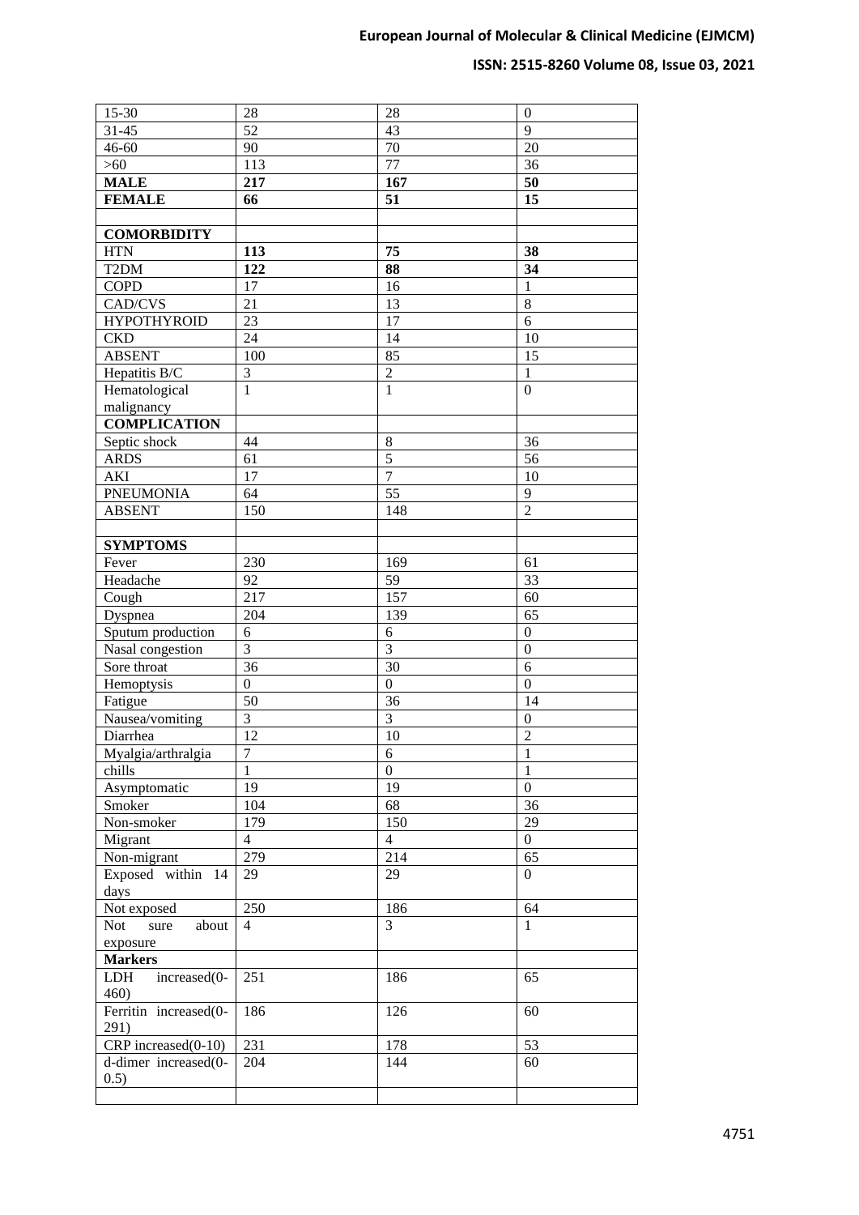| 15-30 | 28 | 28 | 0 |
|---|---|---|---|
| 31-45 | 52 | 43 | 9 |
| 46-60 | 90 | 70 | 20 |
| >60 | 113 | 77 | 36 |
| **MALE** | **217** | **167** | **50** |
| **FEMALE** | **66** | **51** | **15** |
| | | | |
| **COMORBIDITY** | | | |
| HTN | **113** | **75** | **38** |
| T2DM | **122** | **88** | **34** |
| COPD | 17 | 16 | 1 |
| CAD/CVS | 21 | 13 | 8 |
| HYPOTHYROID | 23 | 17 | 6 |
| CKD | 24 | 14 | 10 |
| ABSENT | 100 | 85 | 15 |
| Hepatitis B/C | 3 | 2 | 1 |
| Hematological malignancy | 1 | 1 | 0 |
| **COMPLICATION** | | | |
| Septic shock | 44 | 8 | 36 |
| ARDS | 61 | 5 | 56 |
| AKI | 17 | 7 | 10 |
| PNEUMONIA | 64 | 55 | 9 |
| ABSENT | 150 | 148 | 2 |
| | | | |
| **SYMPTOMS** | | | |
| Fever | 230 | 169 | 61 |
| Headache | 92 | 59 | 33 |
| Cough | 217 | 157 | 60 |
| Dyspnea | 204 | 139 | 65 |
| Sputum production | 6 | 6 | 0 |
| Nasal congestion | 3 | 3 | 0 |
| Sore throat | 36 | 30 | 6 |
| Hemoptysis | 0 | 0 | 0 |
| Fatigue | 50 | 36 | 14 |
| Nausea/vomiting | 3 | 3 | 0 |
| Diarrhea | 12 | 10 | 2 |
| Myalgia/arthralgia | 7 | 6 | 1 |
| chills | 1 | 0 | 1 |
| Asymptomatic | 19 | 19 | 0 |
| Smoker | 104 | 68 | 36 |
| Non-smoker | 179 | 150 | 29 |
| Migrant | 4 | 4 | 0 |
| Non-migrant | 279 | 214 | 65 |
| Exposed within 14 days | 29 | 29 | 0 |
| Not exposed | 250 | 186 | 64 |
| Not sure about exposure | 4 | 3 | 1 |
| **Markers** | | | |
| LDH increased(0-460) | 251 | 186 | 65 |
| Ferritin increased(0-291) | 186 | 126 | 60 |
| CRP increased(0-10) | 231 | 178 | 53 |
| d-dimer increased(0-0.5) | 204 | 144 | 60 |
| | | | |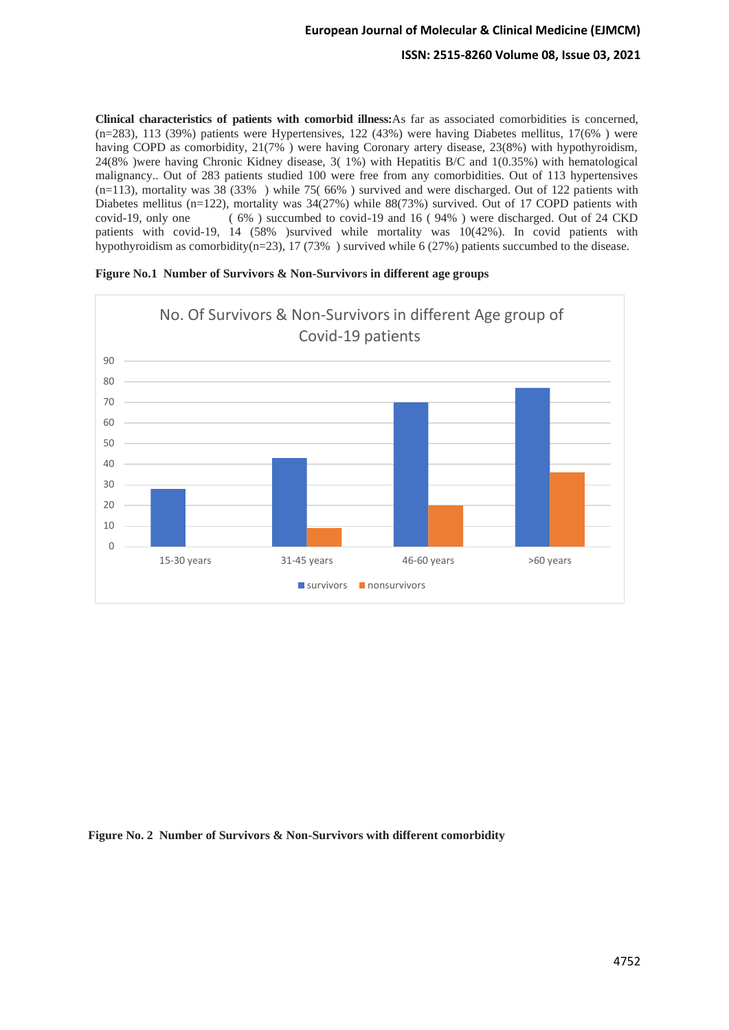**Clinical characteristics of patients with comorbid illness:** As far as associated comorbidities is concerned, (n=283), 113 (39%) patients were Hypertensives, 122 (43%) were having Diabetes mellitus, 17(6% ) were having COPD as comorbidity, 21(7% ) were having Coronary artery disease, 23(8%) with hypothyroidism, 24(8% )were having Chronic Kidney disease, 3( 1%) with Hepatitis B/C and 1(0.35%) with hematological malignancy.. Out of 283 patients studied 100 were free from any comorbidities. Out of 113 hypertensives (n=113), mortality was 38 (33% ) while 75( 66% ) survived and were discharged. Out of 122 patients with Diabetes mellitus (n=122), mortality was 34(27%) while 88(73%) survived. Out of 17 COPD patients with covid-19, only one ( 6% ) succumbed to covid-19 and 16 ( 94% ) were discharged. Out of 24 CKD patients with covid-19, 14 (58% )survived while mortality was 10(42%). In covid patients with hypothyroidism as comorbidity(n=23), 17 (73% ) survived while 6 (27%) patients succumbed to the disease.

**Figure No.1 Number of Survivors & Non-Survivors in different age groups**

No. Of Survivors & Non-Survivors in different Age group of Covid-19 patients

| Age group | survivors | nonsurvivors |
|---|---|---|
| 15-30 years | 28 | 0 |
| 31-45 years | 43 | 9 |
| 46-60 years | 70 | 20 |
| >60 years | 77 | 36 |

**Figure No. 2 Number of Survivors & Non-Survivors with different comorbidity**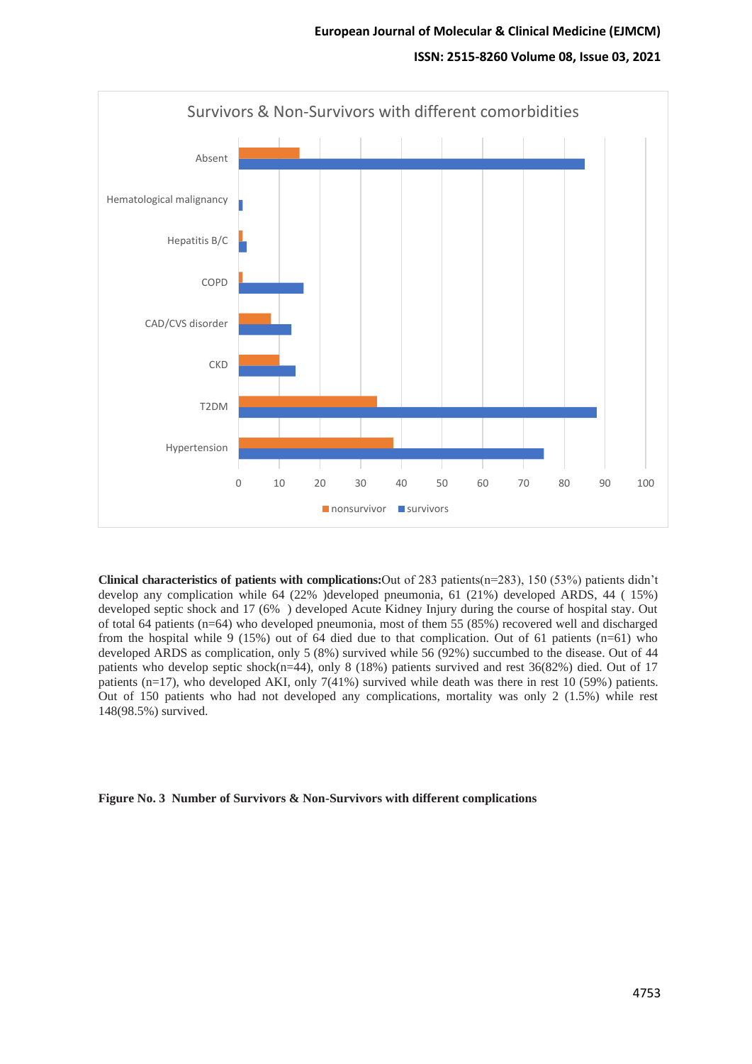**Clinical characteristics of patients with complications:** Out of 283 patients(n=283), 150 (53%) patients didn't develop any complication while 64 (22% )developed pneumonia, 61 (21%) developed ARDS, 44 ( 15%) developed septic shock and 17 (6% ) developed Acute Kidney Injury during the course of hospital stay. Out of total 64 patients (n=64) who developed pneumonia, most of them 55 (85%) recovered well and discharged from the hospital while 9 (15%) out of 64 died due to that complication. Out of 61 patients (n=61) who developed ARDS as complication, only 5 (8%) survived while 56 (92%) succumbed to the disease. Out of 44 patients who develop septic shock(n=44), only 8 (18%) patients survived and rest 36(82%) died. Out of 17 patients (n=17), who developed AKI, only 7(41%) survived while death was there in rest 10 (59%) patients. Out of 150 patients who had not developed any complications, mortality was only 2 (1.5%) while rest 148(98.5%) survived.

**Figure No. 3 Number of Survivors & Non-Survivors with different complications**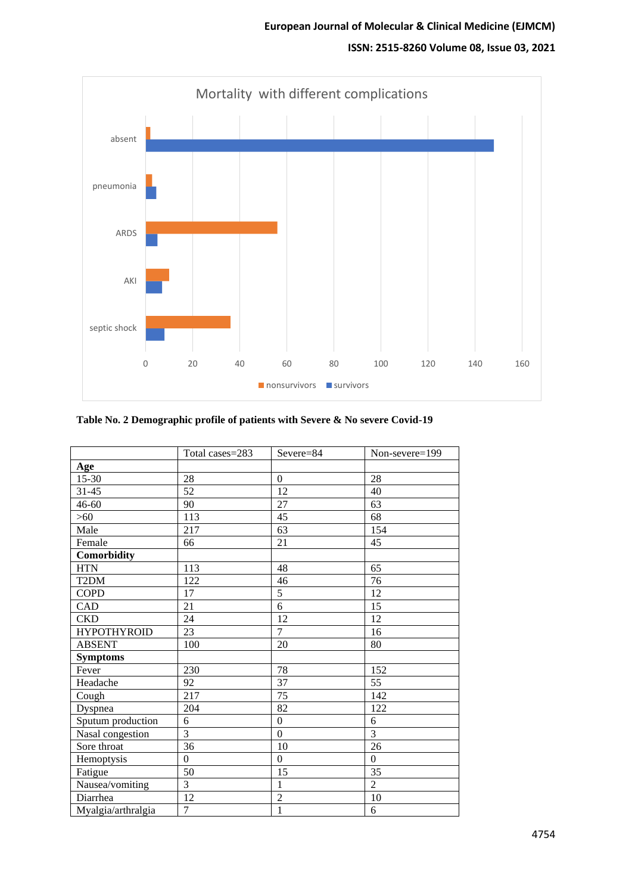Mortality with different complications

| | nonsurvivors | survivors |
|---|---|---|
| absent | | |
| pneumonia | | |
| ARDS | | |
| AKI | | |
| septic shock | | |

**Table No. 2 Demographic profile of patients with Severe & No severe Covid-19**

| | Total cases=283 | Severe=84 | Non-severe=199 |
|---|---|---|---|
| **Age** | | | |
| 15-30 | 28 | 0 | 28 |
| 31-45 | 52 | 12 | 40 |
| 46-60 | 90 | 27 | 63 |
| >60 | 113 | 45 | 68 |
| Male | 217 | 63 | 154 |
| Female | 66 | 21 | 45 |
| **Comorbidity** | | | |
| HTN | 113 | 48 | 65 |
| T2DM | 122 | 46 | 76 |
| COPD | 17 | 5 | 12 |
| CAD | 21 | 6 | 15 |
| CKD | 24 | 12 | 12 |
| HYPOTHYROID | 23 | 7 | 16 |
| ABSENT | 100 | 20 | 80 |
| **Symptoms** | | | |
| Fever | 230 | 78 | 152 |
| Headache | 92 | 37 | 55 |
| Cough | 217 | 75 | 142 |
| Dyspnea | 204 | 82 | 122 |
| Sputum production | 6 | 0 | 6 |
| Nasal congestion | 3 | 0 | 3 |
| Sore throat | 36 | 10 | 26 |
| Hemoptysis | 0 | 0 | 0 |
| Fatigue | 50 | 15 | 35 |
| Nausea/vomiting | 3 | 1 | 2 |
| Diarrhea | 12 | 2 | 10 |
| Myalgia/arthralgia | 7 | 1 | 6 |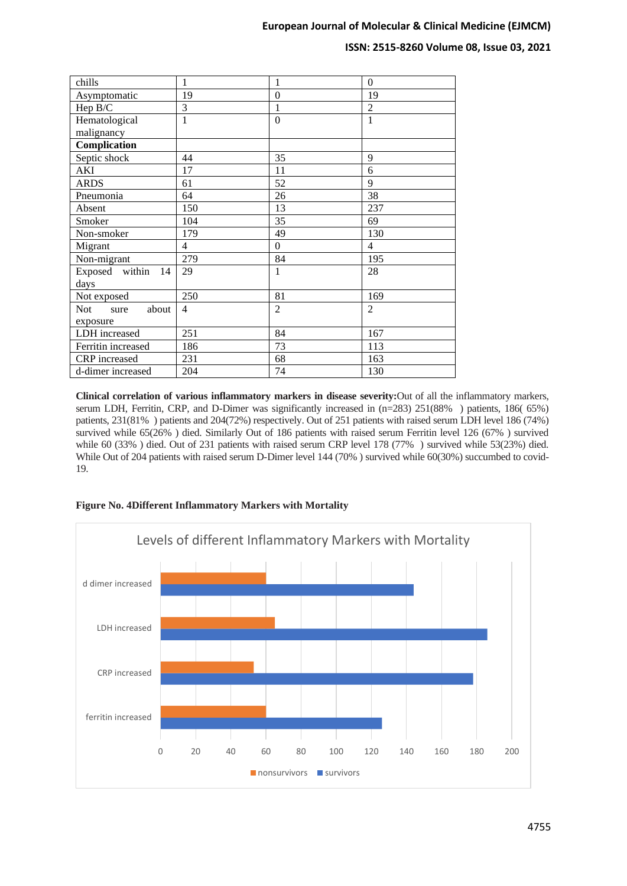| chills | 1 | 1 | 0 |
|---|---|---|---|
| Asymptomatic | 19 | 0 | 19 |
| Hep B/C | 3 | 1 | 2 |
| Hematological malignancy | 1 | 0 | 1 |
| **Complication** | | | |
| Septic shock | 44 | 35 | 9 |
| AKI | 17 | 11 | 6 |
| ARDS | 61 | 52 | 9 |
| Pneumonia | 64 | 26 | 38 |
| Absent | 150 | 13 | 237 |
| Smoker | 104 | 35 | 69 |
| Non-smoker | 179 | 49 | 130 |
| Migrant | 4 | 0 | 4 |
| Non-migrant | 279 | 84 | 195 |
| Exposed within 14 days | 29 | 1 | 28 |
| Not exposed | 250 | 81 | 169 |
| Not sure about exposure | 4 | 2 | 2 |
| LDH increased | 251 | 84 | 167 |
| Ferritin increased | 186 | 73 | 113 |
| CRP increased | 231 | 68 | 163 |
| d-dimer increased | 204 | 74 | 130 |

**Clinical correlation of various inflammatory markers in disease severity:**Out of all the inflammatory markers, serum LDH, Ferritin, CRP, and D-Dimer was significantly increased in (n=283) 251(88% ) patients, 186( 65%) patients, 231(81% ) patients and 204(72%) respectively. Out of 251 patients with raised serum LDH level 186 (74%) survived while 65(26% ) died. Similarly Out of 186 patients with raised serum Ferritin level 126 (67% ) survived while 60 (33% ) died. Out of 231 patients with raised serum CRP level 178 (77% ) survived while 53(23%) died. While Out of 204 patients with raised serum D-Dimer level 144 (70% ) survived while 60(30%) succumbed to covid-19.

**Figure No. 4Different Inflammatory Markers with Mortality**

Levels of different Inflammatory Markers with Mortality

| Marker | nonsurvivors | survivors |
|---|---|---|
| d dimer increased | 60 | 144 |
| LDH increased | 65 | 186 |
| CRP increased | 53 | 178 |
| ferritin increased | 60 | 126 |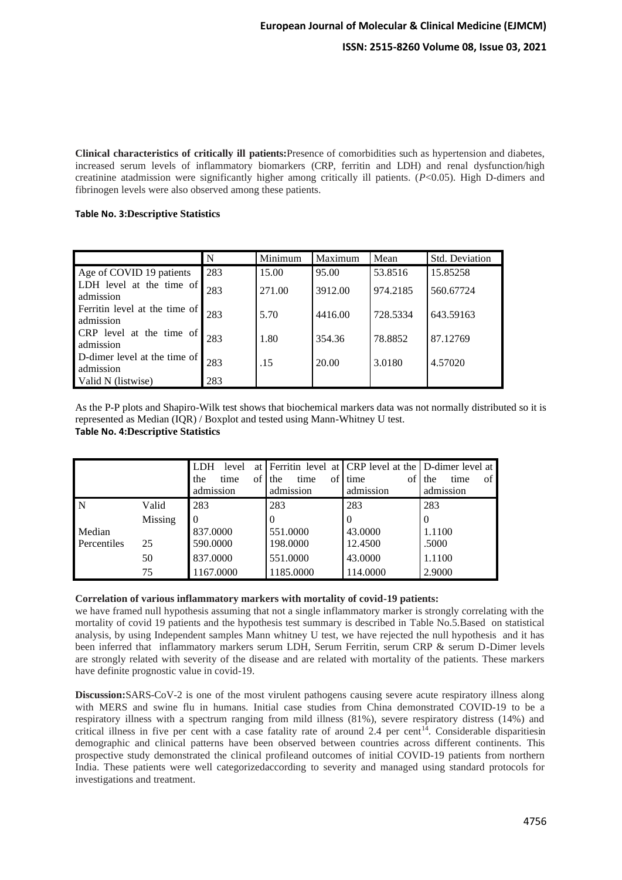**Clinical characteristics of critically ill patients:**Presence of comorbidities such as hypertension and diabetes, increased serum levels of inflammatory biomarkers (CRP, ferritin and LDH) and renal dysfunction/high creatinine atadmission were significantly higher among critically ill patients. ($P$<0.05). High D-dimers and fibrinogen levels were also observed among these patients.

**Table No. 3:Descriptive Statistics**

| | N | Minimum | Maximum | Mean | Std. Deviation |
|---|---|---|---|---|---|
| Age of COVID 19 patients | 283 | 15.00 | 95.00 | 53.8516 | 15.85258 |
| LDH level at the time of admission | 283 | 271.00 | 3912.00 | 974.2185 | 560.67724 |
| Ferritin level at the time of admission | 283 | 5.70 | 4416.00 | 728.5334 | 643.59163 |
| CRP level at the time of admission | 283 | 1.80 | 354.36 | 78.8852 | 87.12769 |
| D-dimer level at the time of admission | 283 | .15 | 20.00 | 3.0180 | 4.57020 |
| Valid N (listwise) | 283 | | | | |

As the P-P plots and Shapiro-Wilk test shows that biochemical markers data was not normally distributed so it is represented as Median (IQR) / Boxplot and tested using Mann-Whitney U test.

**Table No. 4:Descriptive Statistics**

| | | LDH level at the time of admission | Ferritin level at the time of admission | CRP level at the time of admission | D-dimer level at the time of admission |
|---|---|---|---|---|---|
| N | Valid | 283 | 283 | 283 | 283 |
| | Missing | 0 | 0 | 0 | 0 |
| Median | | 837.0000 | 551.0000 | 43.0000 | 1.1100 |
| Percentiles | 25 | 590.0000 | 198.0000 | 12.4500 | .5000 |
| | 50 | 837.0000 | 551.0000 | 43.0000 | 1.1100 |
| | 75 | 1167.0000 | 1185.0000 | 114.0000 | 2.9000 |

**Correlation of various inflammatory markers with mortality of covid-19 patients:**

we have framed null hypothesis assuming that not a single inflammatory marker is strongly correlating with the mortality of covid 19 patients and the hypothesis test summary is described in Table No.5.Based on statistical analysis, by using Independent samples Mann whitney U test, we have rejected the null hypothesis and it has been inferred that inflammatory markers serum LDH, Serum Ferritin, serum CRP & serum D-Dimer levels are strongly related with severity of the disease and are related with mortality of the patients. These markers have definite prognostic value in covid-19.

**Discussion:**SARS-CoV-2 is one of the most virulent pathogens causing severe acute respiratory illness along with MERS and swine flu in humans. Initial case studies from China demonstrated COVID-19 to be a respiratory illness with a spectrum ranging from mild illness (81%), severe respiratory distress (14%) and critical illness in five per cent with a case fatality rate of around 2.4 per cent[14]. Considerable disparitiesin demographic and clinical patterns have been observed between countries across different continents. This prospective study demonstrated the clinical profileand outcomes of initial COVID-19 patients from northern India. These patients were well categorizedaccording to severity and managed using standard protocols for investigations and treatment.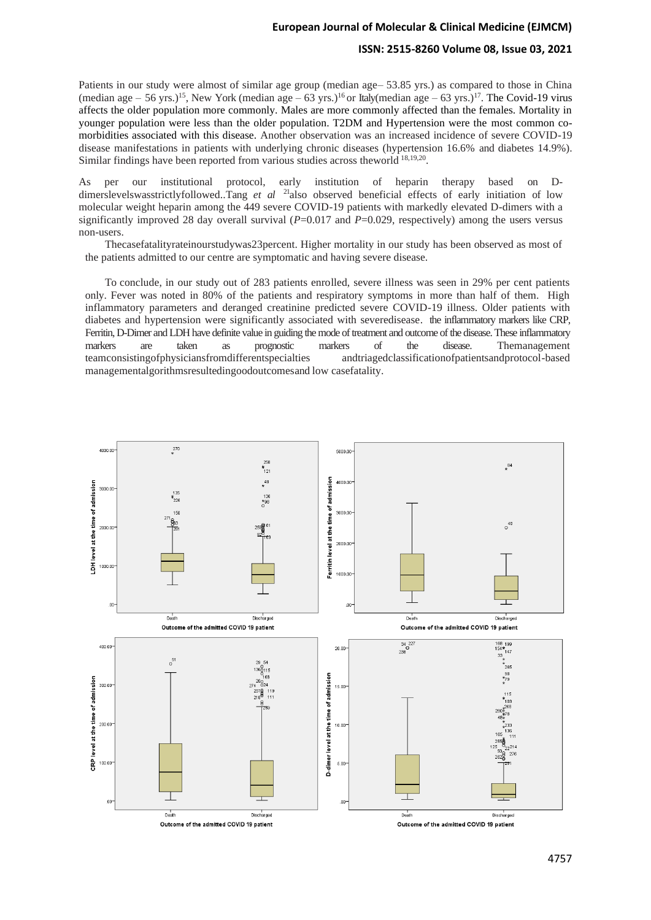Patients in our study were almost of similar age group (median age– 53.85 yrs.) as compared to those in China (median age – 56 yrs.)[15], New York (median age – 63 yrs.)[16] or Italy(median age – 63 yrs.)[17]. The Covid-19 virus affects the older population more commonly. Males are more commonly affected than the females. Mortality in younger population were less than the older population. T2DM and Hypertension were the most common co-morbidities associated with this disease. Another observation was an increased incidence of severe COVID-19 disease manifestations in patients with underlying chronic diseases (hypertension 16.6% and diabetes 14.9%). Similar findings have been reported from various studies across theworld [18,19,20].

As per our institutional protocol, early institution of heparin therapy based on D-dimerslevelswasstrictlyfollowed..Tang *et al* [21]also observed beneficial effects of early initiation of low molecular weight heparin among the 449 severe COVID-19 patients with markedly elevated D-dimers with a significantly improved 28 day overall survival (*P*=0.017 and *P*=0.029, respectively) among the users versus non-users.

Thecasefatalityrateinourstudywas23percent. Higher mortality in our study has been observed as most of the patients admitted to our centre are symptomatic and having severe disease.

To conclude, in our study out of 283 patients enrolled, severe illness was seen in 29% per cent patients only. Fever was noted in 80% of the patients and respiratory symptoms in more than half of them. High inflammatory parameters and deranged creatinine predicted severe COVID-19 illness. Older patients with diabetes and hypertension were significantly associated with severedisease. the inflammatory markers like CRP, Ferritin, D-Dimer and LDH have definite value in guiding the mode of treatment and outcome of the disease. These inflammatory markers are taken as prognostic markers of the disease. Themanagement teamconsistingofphysiciansfromdifferentspecialties andtriagedclassificationofpatientsandprotocol-based managementalgorithmsresultedingoodoutcomesand low casefatality.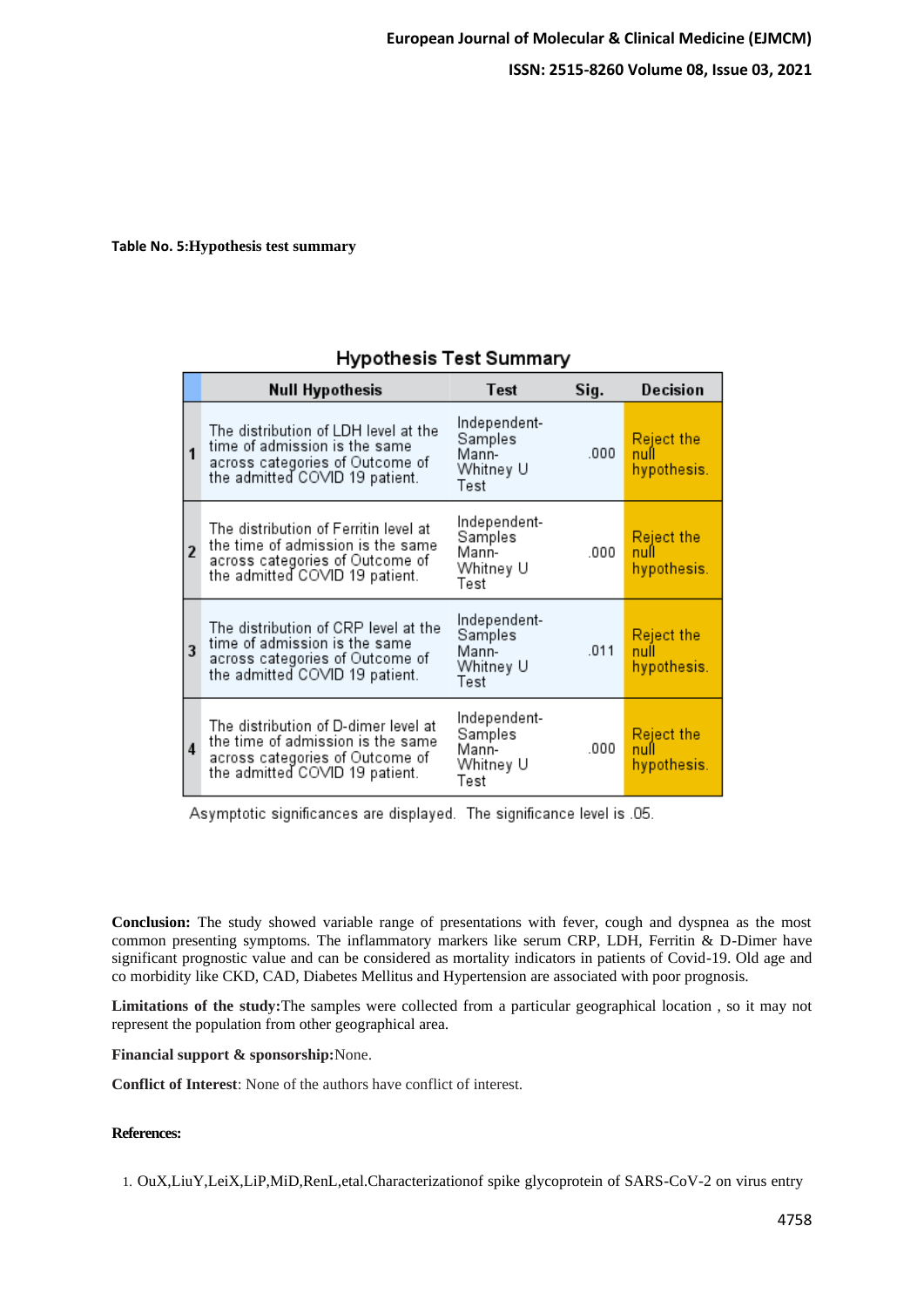**Table No. 5:Hypothesis test summary**

**Hypothesis Test Summary**

| | Null Hypothesis | Test | Sig. | Decision |
|---|---|---|---|---|
| 1 | The distribution of LDH level at the time of admission is the same across categories of Outcome of the admitted COVID 19 patient. | Independent-Samples Mann-Whitney U Test | .000 | Reject the null hypothesis. |
| 2 | The distribution of Ferritin level at the time of admission is the same across categories of Outcome of the admitted COVID 19 patient. | Independent-Samples Mann-Whitney U Test | .000 | Reject the null hypothesis. |
| 3 | The distribution of CRP level at the time of admission is the same across categories of Outcome of the admitted COVID 19 patient. | Independent-Samples Mann-Whitney U Test | .011 | Reject the null hypothesis. |
| 4 | The distribution of D-dimer level at the time of admission is the same across categories of Outcome of the admitted COVID 19 patient. | Independent-Samples Mann-Whitney U Test | .000 | Reject the null hypothesis. |

Asymptotic significances are displayed. The significance level is .05.

**Conclusion:** The study showed variable range of presentations with fever, cough and dyspnea as the most common presenting symptoms. The inflammatory markers like serum CRP, LDH, Ferritin & D-Dimer have significant prognostic value and can be considered as mortality indicators in patients of Covid-19. Old age and co morbidity like CKD, CAD, Diabetes Mellitus and Hypertension are associated with poor prognosis.

**Limitations of the study:**The samples were collected from a particular geographical location , so it may not represent the population from other geographical area.

**Financial support & sponsorship:**None.

**Conflict of Interest**: None of the authors have conflict of interest.

**References:**

1. OuX,LiuY,LeiX,LiP,MiD,RenL,etal.Characterizationof spike glycoprotein of SARS-CoV-2 on virus entry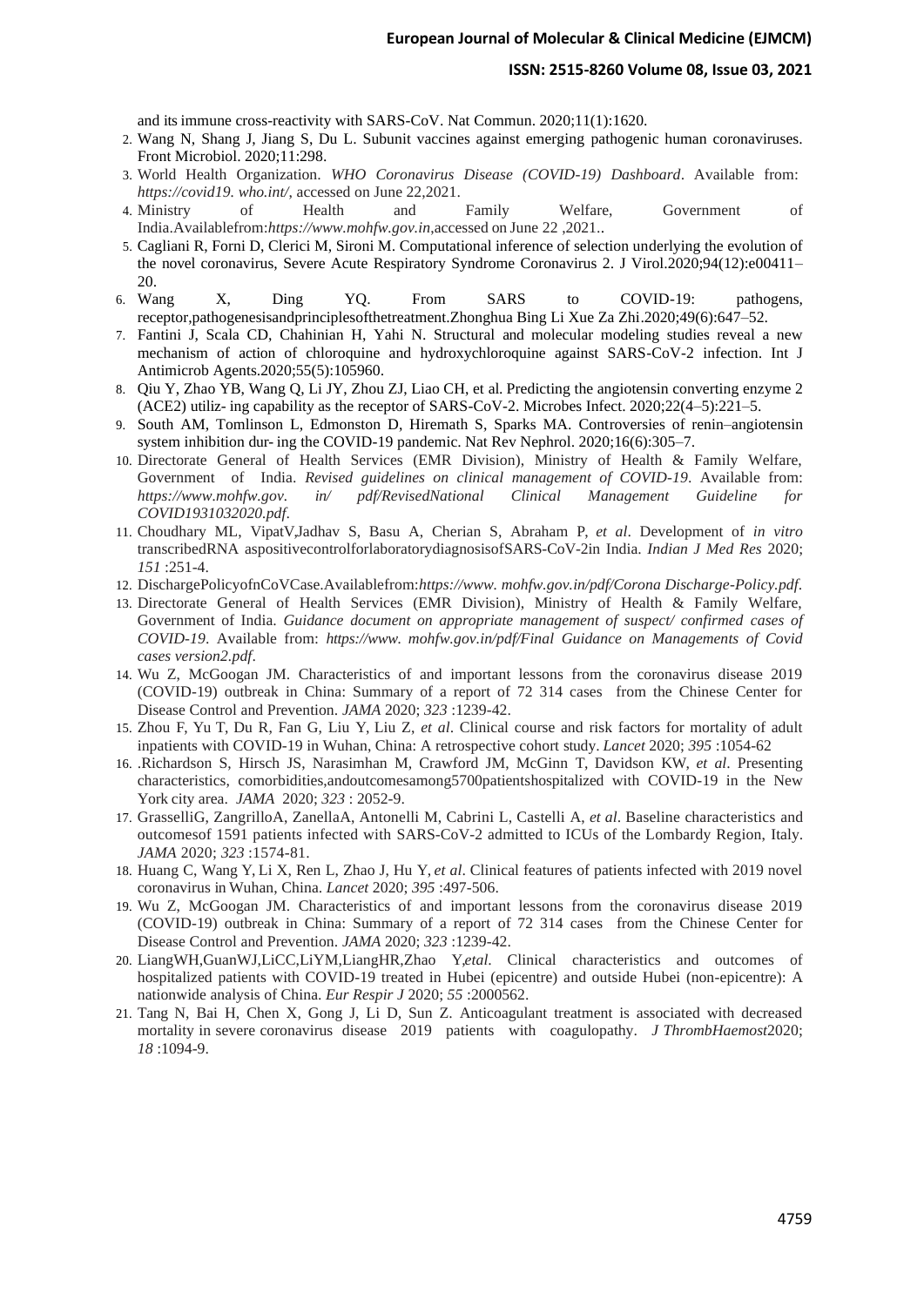and its immune cross-reactivity with SARS-CoV. Nat Commun. 2020;11(1):1620.

2. Wang N, Shang J, Jiang S, Du L. Subunit vaccines against emerging pathogenic human coronaviruses. Front Microbiol. 2020;11:298.
3. World Health Organization. *WHO Coronavirus Disease (COVID-19) Dashboard*. Available from: *https://covid19. who.int/*, accessed on June 22,2021.
4. Ministry of Health and Family Welfare, Government of India.Availablefrom:*https://www.mohfw.gov.in*,accessed on June 22 ,2021..
5. Cagliani R, Forni D, Clerici M, Sironi M. Computational inference of selection underlying the evolution of the novel coronavirus, Severe Acute Respiratory Syndrome Coronavirus 2. J Virol.2020;94(12):e00411–20.
6. Wang X, Ding YQ. From SARS to COVID-19: pathogens, receptor,pathogenesisandprinciplesofthetreatment.Zhonghua Bing Li Xue Za Zhi.2020;49(6):647–52.
7. Fantini J, Scala CD, Chahinian H, Yahi N. Structural and molecular modeling studies reveal a new mechanism of action of chloroquine and hydroxychloroquine against SARS-CoV-2 infection. Int J Antimicrob Agents.2020;55(5):105960.
8. Qiu Y, Zhao YB, Wang Q, Li JY, Zhou ZJ, Liao CH, et al. Predicting the angiotensin converting enzyme 2 (ACE2) utiliz- ing capability as the receptor of SARS-CoV-2. Microbes Infect. 2020;22(4–5):221–5.
9. South AM, Tomlinson L, Edmonston D, Hiremath S, Sparks MA. Controversies of renin–angiotensin system inhibition dur- ing the COVID-19 pandemic. Nat Rev Nephrol. 2020;16(6):305–7.
10. Directorate General of Health Services (EMR Division), Ministry of Health & Family Welfare, Government of India. *Revised guidelines on clinical management of COVID-19*. Available from: *https://www.mohfw.gov. in/ pdf/RevisedNational Clinical Management Guideline for COVID1931032020.pdf*.
11. Choudhary ML, VipatV,Jadhav S, Basu A, Cherian S, Abraham P, *et al*. Development of *in vitro* transcribedRNA aspositivecontrolforlaboratorydiagnosisofSARS-CoV-2in India. *Indian J Med Res* 2020; *151* :251-4.
12. DischargePolicyofnCoVCase.Availablefrom:*https://www. mohfw.gov.in/pdf/Corona Discharge-Policy.pdf*.
13. Directorate General of Health Services (EMR Division), Ministry of Health & Family Welfare, Government of India. *Guidance document on appropriate management of suspect/ confirmed cases of COVID-19*. Available from: *https://www. mohfw.gov.in/pdf/Final Guidance on Managements of Covid cases version2.pdf*.
14. Wu Z, McGoogan JM. Characteristics of and important lessons from the coronavirus disease 2019 (COVID-19) outbreak in China: Summary of a report of 72 314 cases from the Chinese Center for Disease Control and Prevention. *JAMA* 2020; *323* :1239-42.
15. Zhou F, Yu T, Du R, Fan G, Liu Y, Liu Z, *et al*. Clinical course and risk factors for mortality of adult inpatients with COVID-19 in Wuhan, China: A retrospective cohort study. *Lancet* 2020; *395* :1054-62
16. .Richardson S, Hirsch JS, Narasimhan M, Crawford JM, McGinn T, Davidson KW, *et al*. Presenting characteristics, comorbidities,andoutcomesamong5700patientshospitalized with COVID-19 in the New York city area. *JAMA* 2020; *323* : 2052-9.
17. GrasselliG, ZangrilloA, ZanellaA, Antonelli M, Cabrini L, Castelli A, *et al*. Baseline characteristics and outcomesof 1591 patients infected with SARS-CoV-2 admitted to ICUs of the Lombardy Region, Italy. *JAMA* 2020; *323* :1574-81.
18. Huang C, Wang Y, Li X, Ren L, Zhao J, Hu Y, *et al*. Clinical features of patients infected with 2019 novel coronavirus in Wuhan, China. *Lancet* 2020; *395* :497-506.
19. Wu Z, McGoogan JM. Characteristics of and important lessons from the coronavirus disease 2019 (COVID-19) outbreak in China: Summary of a report of 72 314 cases from the Chinese Center for Disease Control and Prevention. *JAMA* 2020; *323* :1239-42.
20. LiangWH,GuanWJ,LiCC,LiYM,LiangHR,Zhao Y,*etal*. Clinical characteristics and outcomes of hospitalized patients with COVID-19 treated in Hubei (epicentre) and outside Hubei (non-epicentre): A nationwide analysis of China. *Eur Respir J* 2020; *55* :2000562.
21. Tang N, Bai H, Chen X, Gong J, Li D, Sun Z. Anticoagulant treatment is associated with decreased mortality in severe coronavirus disease 2019 patients with coagulopathy. *J ThrombHaemost*2020; *18* :1094-9.